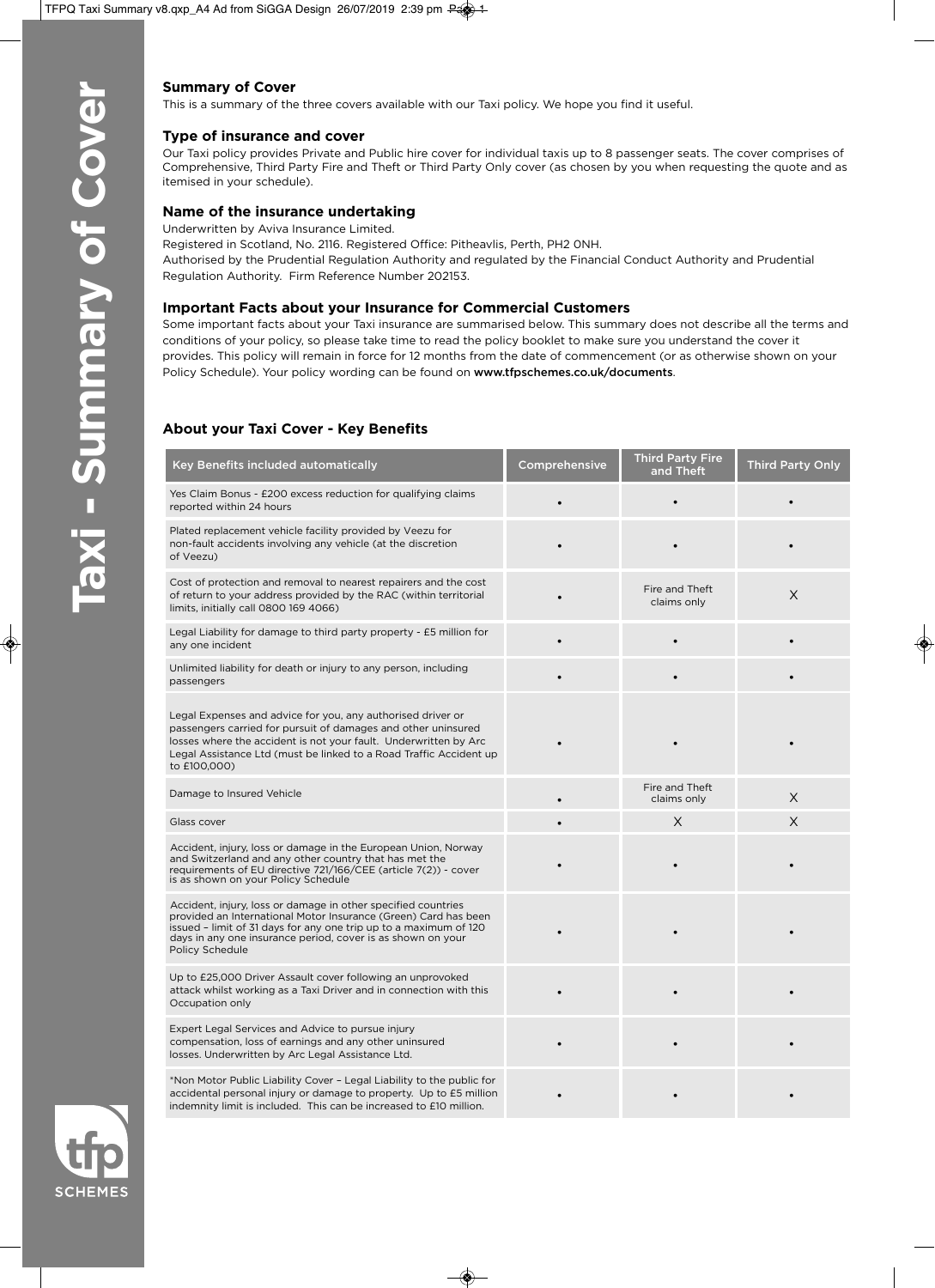# Taxi - Summary of Cover

## Summary of Cover

This is a summary of the three covers available with our Taxi policy. We hope you find it useful.

## Type of insurance and cover

Our Taxi policy provides Private and Public hire cover for individual taxis up to 8 passenger seats. The cover comprises of Comprehensive, Third Party Fire and Theft or Third Party Only cover (as chosen by you when requesting the quote and as itemised in your schedule).

## Name of the insurance undertaking

Underwritten by Aviva Insurance Limited.
Registered in Scotland, No. 2116. Registered Office: Pitheavlis, Perth, PH2 0NH.
Authorised by the Prudential Regulation Authority and regulated by the Financial Conduct Authority and Prudential Regulation Authority. Firm Reference Number 202153.

## Important Facts about your Insurance for Commercial Customers

Some important facts about your Taxi insurance are summarised below. This summary does not describe all the terms and conditions of your policy, so please take time to read the policy booklet to make sure you understand the cover it provides. This policy will remain in force for 12 months from the date of commencement (or as otherwise shown on your Policy Schedule). Your policy wording can be found on **www.tfpschemes.co.uk/documents**.

## About your Taxi Cover - Key Benefits

| Key Benefits included automatically | Comprehensive | Third Party Fire and Theft | Third Party Only |
|---|---|---|---|
| Yes Claim Bonus - £200 excess reduction for qualifying claims reported within 24 hours | • | • | • |
| Plated replacement vehicle facility provided by Veezu for non-fault accidents involving any vehicle (at the discretion of Veezu) | • | • | • |
| Cost of protection and removal to nearest repairers and the cost of return to your address provided by the RAC (within territorial limits, initially call 0800 169 4066) | • | Fire and Theft claims only | X |
| Legal Liability for damage to third party property - £5 million for any one incident | • | • | • |
| Unlimited liability for death or injury to any person, including passengers | • | • | • |
| Legal Expenses and advice for you, any authorised driver or passengers carried for pursuit of damages and other uninsured losses where the accident is not your fault. Underwritten by Arc Legal Assistance Ltd (must be linked to a Road Traffic Accident up to £100,000) | • | • | • |
| Damage to Insured Vehicle | • | Fire and Theft claims only | X |
| Glass cover | • | X | X |
| Accident, injury, loss or damage in the European Union, Norway and Switzerland and any other country that has met the requirements of EU directive 721/166/CEE (article 7(2)) - cover is as shown on your Policy Schedule | • | • | • |
| Accident, injury, loss or damage in other specified countries provided an International Motor Insurance (Green) Card has been issued – limit of 31 days for any one trip up to a maximum of 120 days in any one insurance period, cover is as shown on your Policy Schedule | • | • | • |
| Up to £25,000 Driver Assault cover following an unprovoked attack whilst working as a Taxi Driver and in connection with this Occupation only | • | • | • |
| Expert Legal Services and Advice to pursue injury compensation, loss of earnings and any other uninsured losses. Underwritten by Arc Legal Assistance Ltd. | • | • | • |
| *Non Motor Public Liability Cover – Legal Liability to the public for accidental personal injury or damage to property. Up to £5 million indemnity limit is included. This can be increased to £10 million. | • | • | • |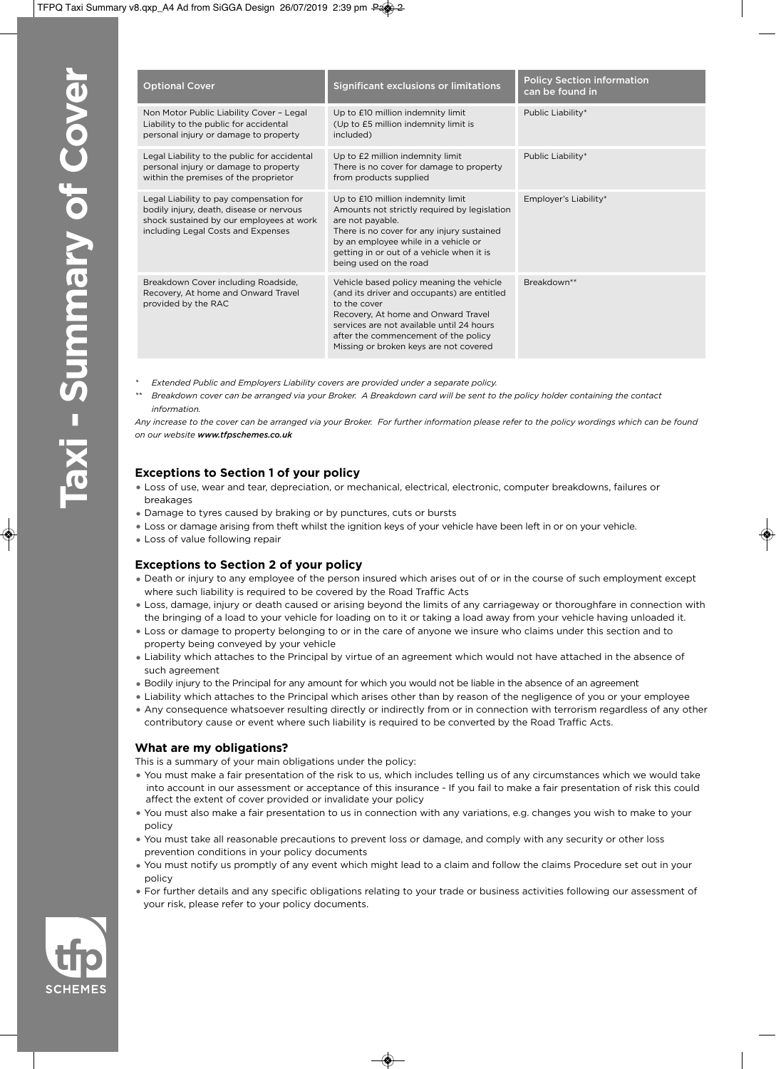| Optional Cover | Significant exclusions or limitations | Policy Section information can be found in |
| --- | --- | --- |
| Non Motor Public Liability Cover – Legal Liability to the public for accidental personal injury or damage to property | Up to £10 million indemnity limit (Up to £5 million indemnity limit is included) | Public Liability* |
| Legal Liability to the public for accidental personal injury or damage to property within the premises of the proprietor | Up to £2 million indemnity limit There is no cover for damage to property from products supplied | Public Liability* |
| Legal Liability to pay compensation for bodily injury, death, disease or nervous shock sustained by our employees at work including Legal Costs and Expenses | Up to £10 million indemnity limit Amounts not strictly required by legislation are not payable. There is no cover for any injury sustained by an employee while in a vehicle or getting in or out of a vehicle when it is being used on the road | Employer's Liability* |
| Breakdown Cover including Roadside, Recovery, At home and Onward Travel provided by the RAC | Vehicle based policy meaning the vehicle (and its driver and occupants) are entitled to the cover Recovery, At home and Onward Travel services are not available until 24 hours after the commencement of the policy Missing or broken keys are not covered | Breakdown** |

\* *Extended Public and Employers Liability covers are provided under a separate policy.*

\*\* *Breakdown cover can be arranged via your Broker. A Breakdown card will be sent to the policy holder containing the contact information.*

*Any increase to the cover can be arranged via your Broker. For further information please refer to the policy wordings which can be found on our website **www.tfpschemes.co.uk***

### Exceptions to Section 1 of your policy

- Loss of use, wear and tear, depreciation, or mechanical, electrical, electronic, computer breakdowns, failures or breakages
- Damage to tyres caused by braking or by punctures, cuts or bursts
- Loss or damage arising from theft whilst the ignition keys of your vehicle have been left in or on your vehicle.
- Loss of value following repair

### Exceptions to Section 2 of your policy

- Death or injury to any employee of the person insured which arises out of or in the course of such employment except where such liability is required to be covered by the Road Traffic Acts
- Loss, damage, injury or death caused or arising beyond the limits of any carriageway or thoroughfare in connection with the bringing of a load to your vehicle for loading on to it or taking a load away from your vehicle having unloaded it.
- Loss or damage to property belonging to or in the care of anyone we insure who claims under this section and to property being conveyed by your vehicle
- Liability which attaches to the Principal by virtue of an agreement which would not have attached in the absence of such agreement
- Bodily injury to the Principal for any amount for which you would not be liable in the absence of an agreement
- Liability which attaches to the Principal which arises other than by reason of the negligence of you or your employee
- Any consequence whatsoever resulting directly or indirectly from or in connection with terrorism regardless of any other contributory cause or event where such liability is required to be converted by the Road Traffic Acts.

### What are my obligations?

This is a summary of your main obligations under the policy:

- You must make a fair presentation of the risk to us, which includes telling us of any circumstances which we would take into account in our assessment or acceptance of this insurance - If you fail to make a fair presentation of risk this could affect the extent of cover provided or invalidate your policy
- You must also make a fair presentation to us in connection with any variations, e.g. changes you wish to make to your policy
- You must take all reasonable precautions to prevent loss or damage, and comply with any security or other loss prevention conditions in your policy documents
- You must notify us promptly of any event which might lead to a claim and follow the claims Procedure set out in your policy
- For further details and any specific obligations relating to your trade or business activities following our assessment of your risk, please refer to your policy documents.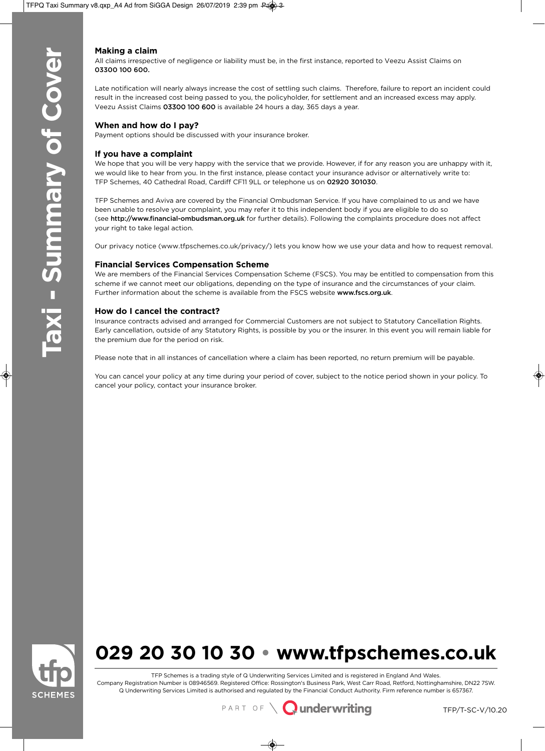# Taxi - Summary of Cover

## Making a claim

All claims irrespective of negligence or liability must be, in the first instance, reported to Veezu Assist Claims on **03300 100 600.**

Late notification will nearly always increase the cost of settling such claims. Therefore, failure to report an incident could result in the increased cost being passed to you, the policyholder, for settlement and an increased excess may apply. Veezu Assist Claims **03300 100 600** is available 24 hours a day, 365 days a year.

## When and how do I pay?

Payment options should be discussed with your insurance broker.

## If you have a complaint

We hope that you will be very happy with the service that we provide. However, if for any reason you are unhappy with it, we would like to hear from you. In the first instance, please contact your insurance advisor or alternatively write to: TFP Schemes, 40 Cathedral Road, Cardiff CF11 9LL or telephone us on **02920 301030**.

TFP Schemes and Aviva are covered by the Financial Ombudsman Service. If you have complained to us and we have been unable to resolve your complaint, you may refer it to this independent body if you are eligible to do so (see **http://www.financial-ombudsman.org.uk** for further details). Following the complaints procedure does not affect your right to take legal action.

Our privacy notice (www.tfpschemes.co.uk/privacy/) lets you know how we use your data and how to request removal.

## Financial Services Compensation Scheme

We are members of the Financial Services Compensation Scheme (FSCS). You may be entitled to compensation from this scheme if we cannot meet our obligations, depending on the type of insurance and the circumstances of your claim. Further information about the scheme is available from the FSCS website **www.fscs.org.uk**.

## How do I cancel the contract?

Insurance contracts advised and arranged for Commercial Customers are not subject to Statutory Cancellation Rights. Early cancellation, outside of any Statutory Rights, is possible by you or the insurer. In this event you will remain liable for the premium due for the period on risk.

Please note that in all instances of cancellation where a claim has been reported, no return premium will be payable.

You can cancel your policy at any time during your period of cover, subject to the notice period shown in your policy. To cancel your policy, contact your insurance broker.

# 029 20 30 10 30 • www.tfpschemes.co.uk

TFP Schemes is a trading style of Q Underwriting Services Limited and is registered in England And Wales.
Company Registration Number is 08946569. Registered Office: Rossington's Business Park, West Carr Road, Retford, Nottinghamshire, DN22 7SW.
Q Underwriting Services Limited is authorised and regulated by the Financial Conduct Authority. Firm reference number is 657367.

tfp SCHEMES

PART OF Q underwriting

TFP/T-SC-V/10.20